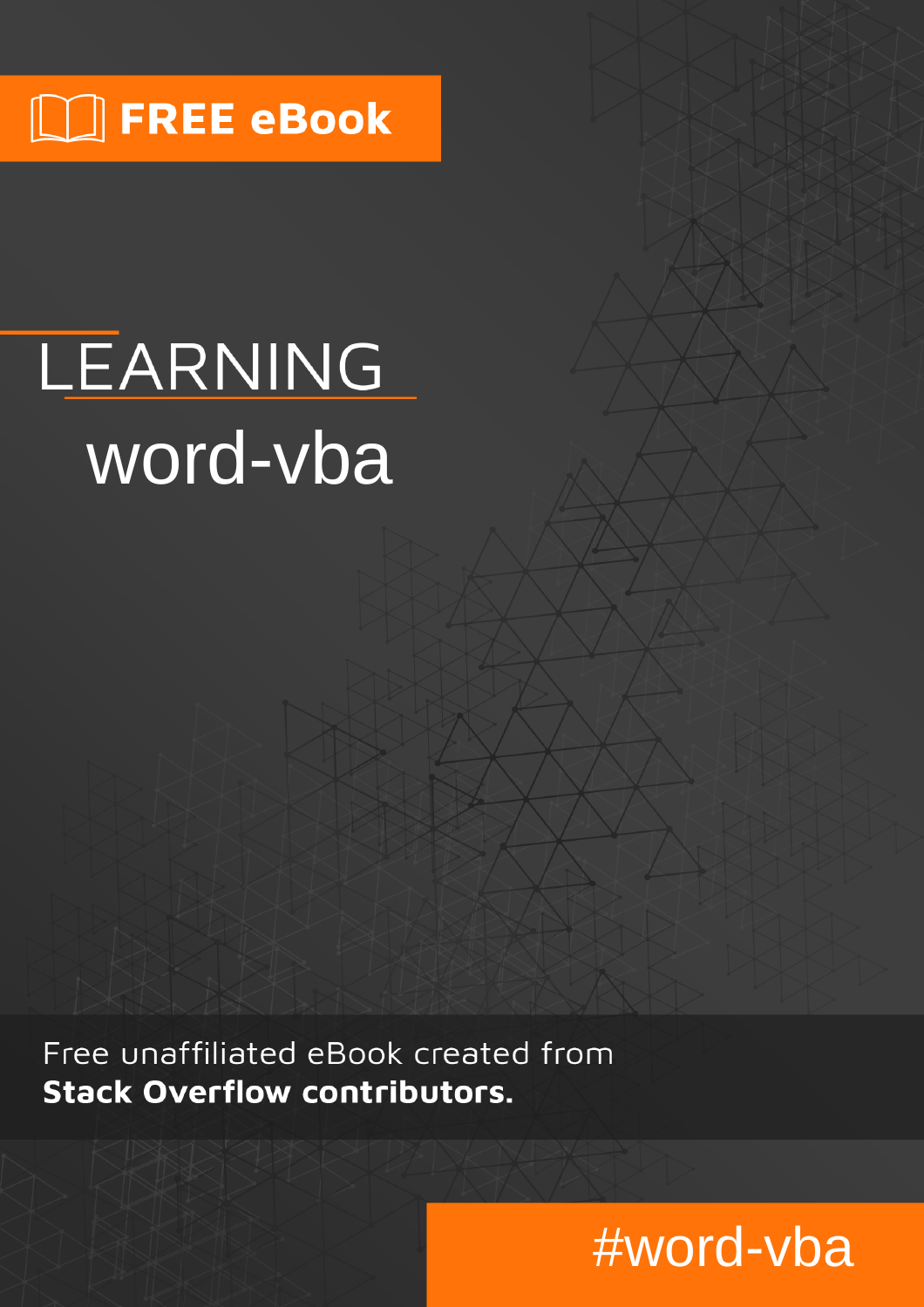FREE eBook

# LEARNING word-vba

Free unaffiliated eBook created from **Stack Overflow contributors.**

#word-vba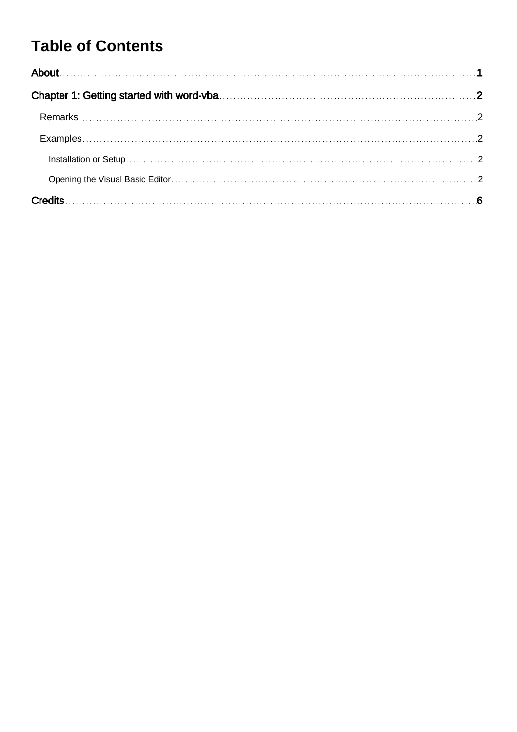# Table of Contents

About 1

Chapter 1: Getting started with word-vba 2

- Remarks 2
- Examples 2
  - Installation or Setup 2
  - Opening the Visual Basic Editor 2

Credits 6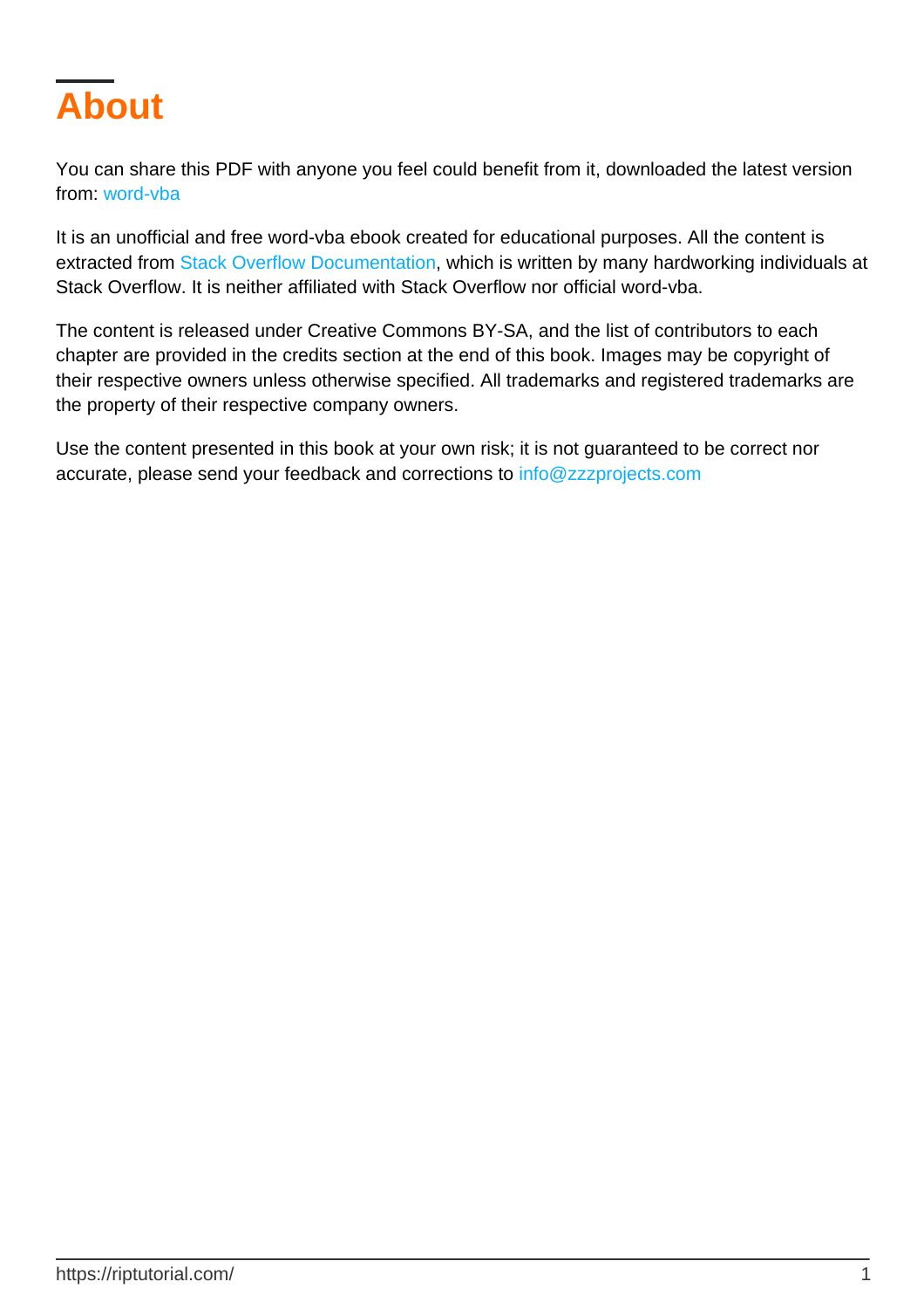# About

You can share this PDF with anyone you feel could benefit from it, downloaded the latest version from: word-vba

It is an unofficial and free word-vba ebook created for educational purposes. All the content is extracted from Stack Overflow Documentation, which is written by many hardworking individuals at Stack Overflow. It is neither affiliated with Stack Overflow nor official word-vba.

The content is released under Creative Commons BY-SA, and the list of contributors to each chapter are provided in the credits section at the end of this book. Images may be copyright of their respective owners unless otherwise specified. All trademarks and registered trademarks are the property of their respective company owners.

Use the content presented in this book at your own risk; it is not guaranteed to be correct nor accurate, please send your feedback and corrections to info@zzzprojects.com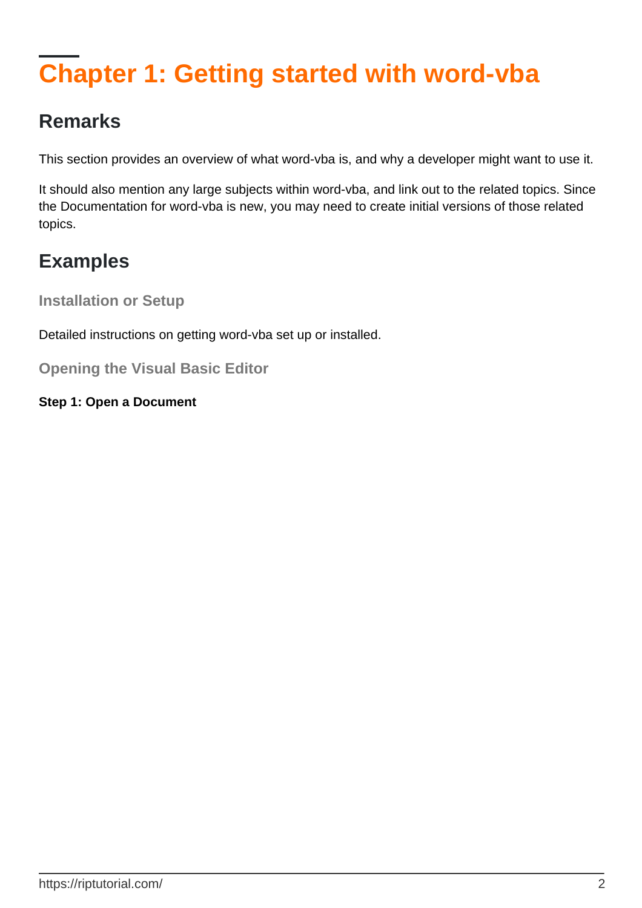# Chapter 1: Getting started with word-vba

## Remarks

This section provides an overview of what word-vba is, and why a developer might want to use it.

It should also mention any large subjects within word-vba, and link out to the related topics. Since the Documentation for word-vba is new, you may need to create initial versions of those related topics.

## Examples

### Installation or Setup

Detailed instructions on getting word-vba set up or installed.

### Opening the Visual Basic Editor

**Step 1: Open a Document**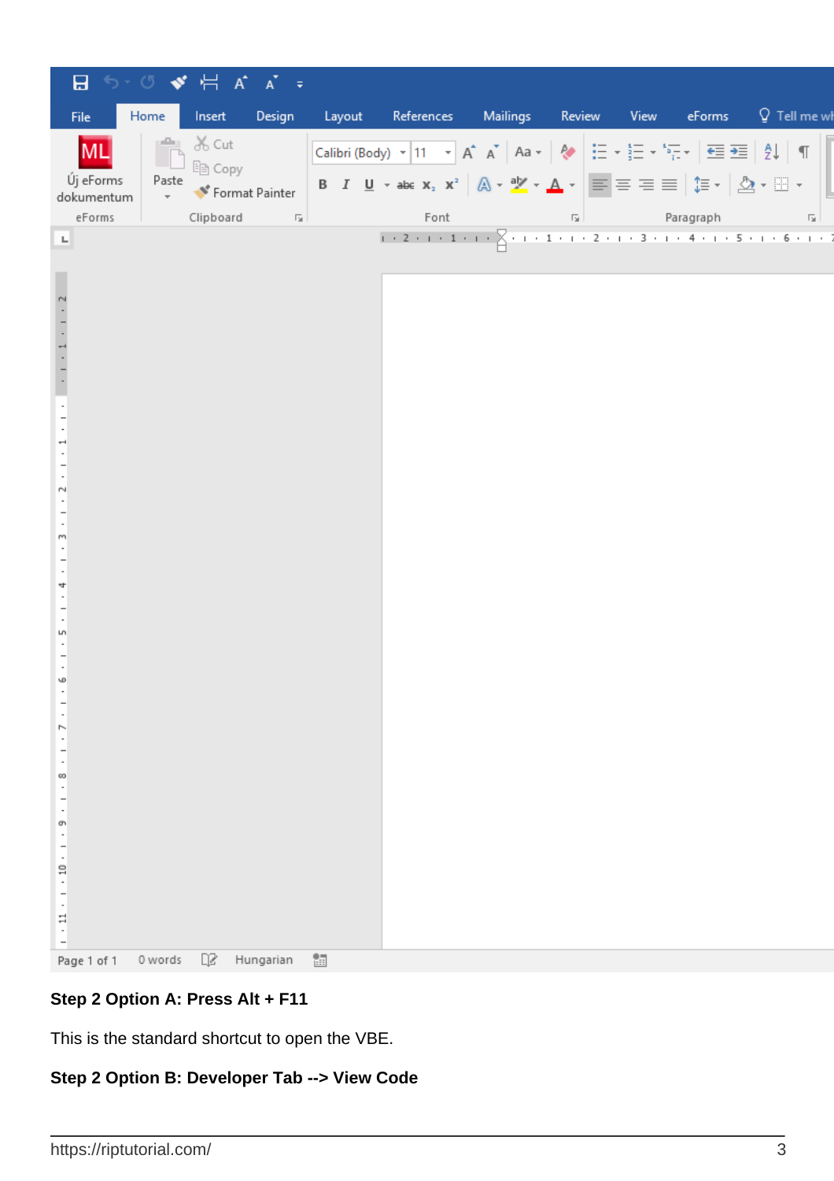**Step 2 Option A: Press Alt + F11**

This is the standard shortcut to open the VBE.

**Step 2 Option B: Developer Tab --> View Code**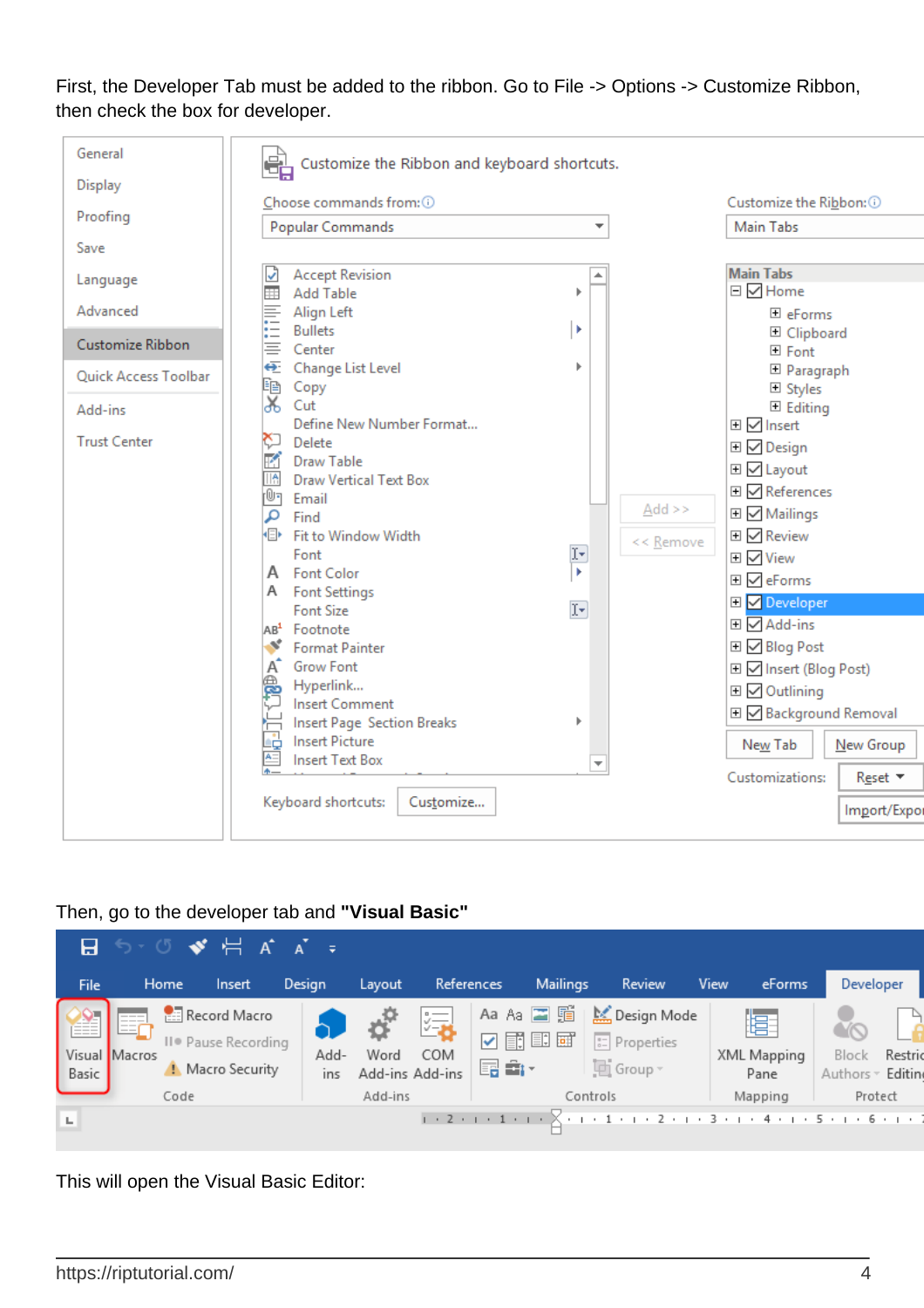First, the Developer Tab must be added to the ribbon. Go to File -> Options -> Customize Ribbon, then check the box for developer.

Then, go to the developer tab and **"Visual Basic"**

This will open the Visual Basic Editor: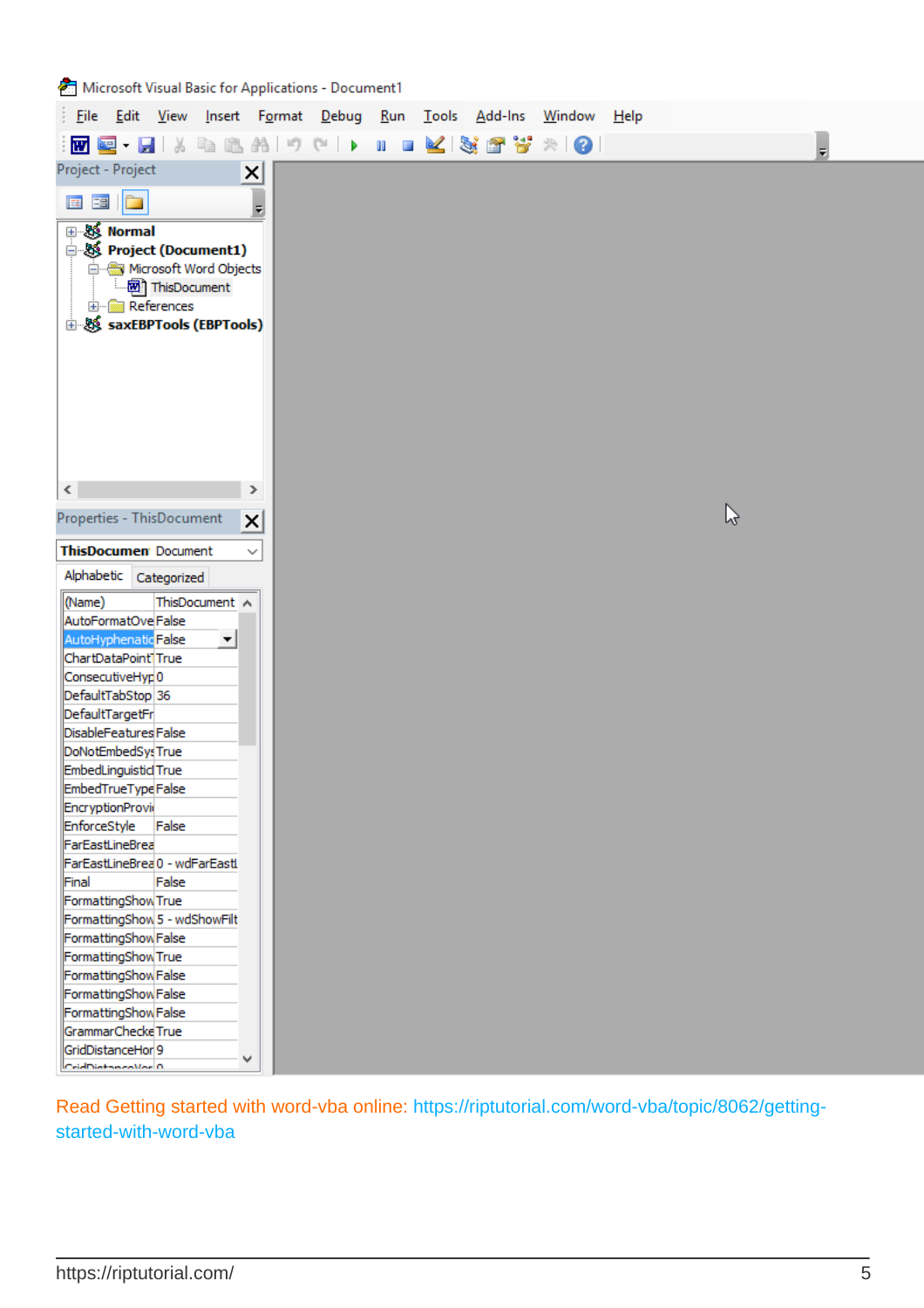Read Getting started with word-vba online: https://riptutorial.com/word-vba/topic/8062/getting-started-with-word-vba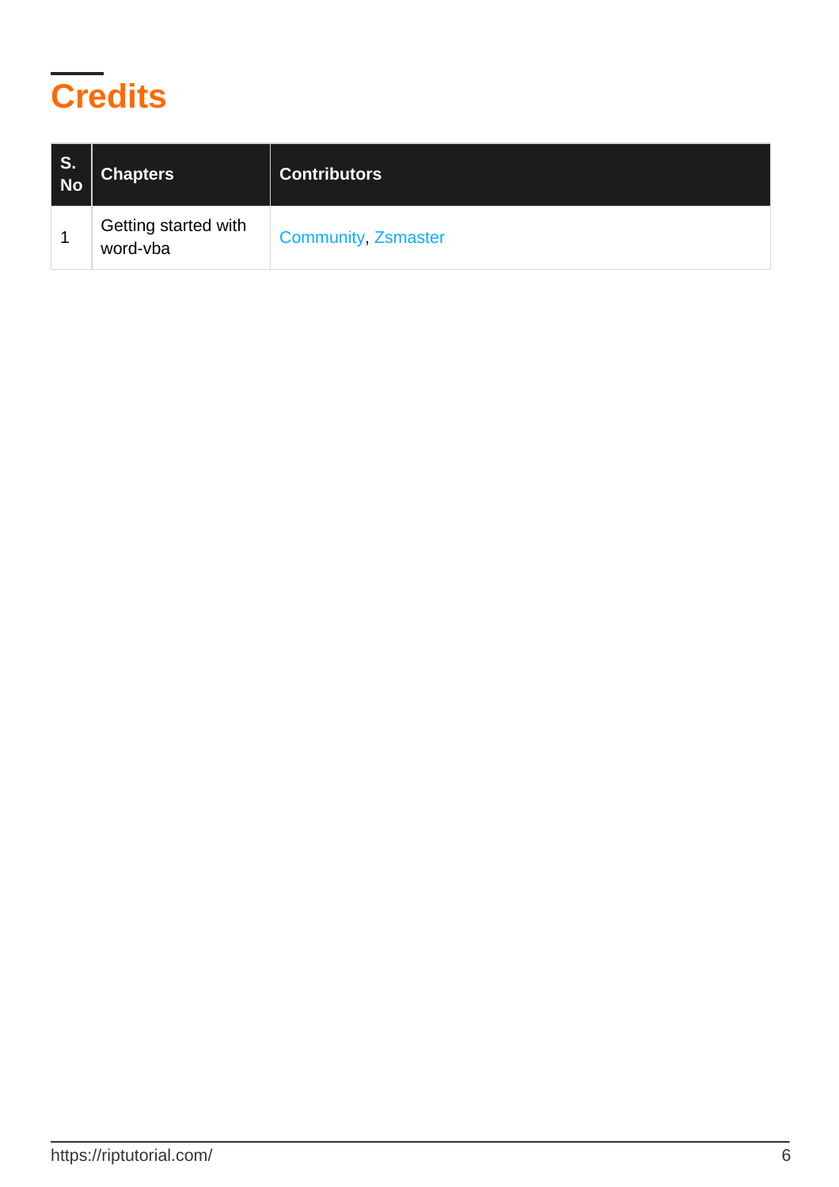# Credits

| S. No | Chapters | Contributors |
| --- | --- | --- |
| 1 | Getting started with word-vba | Community, Zsmaster |